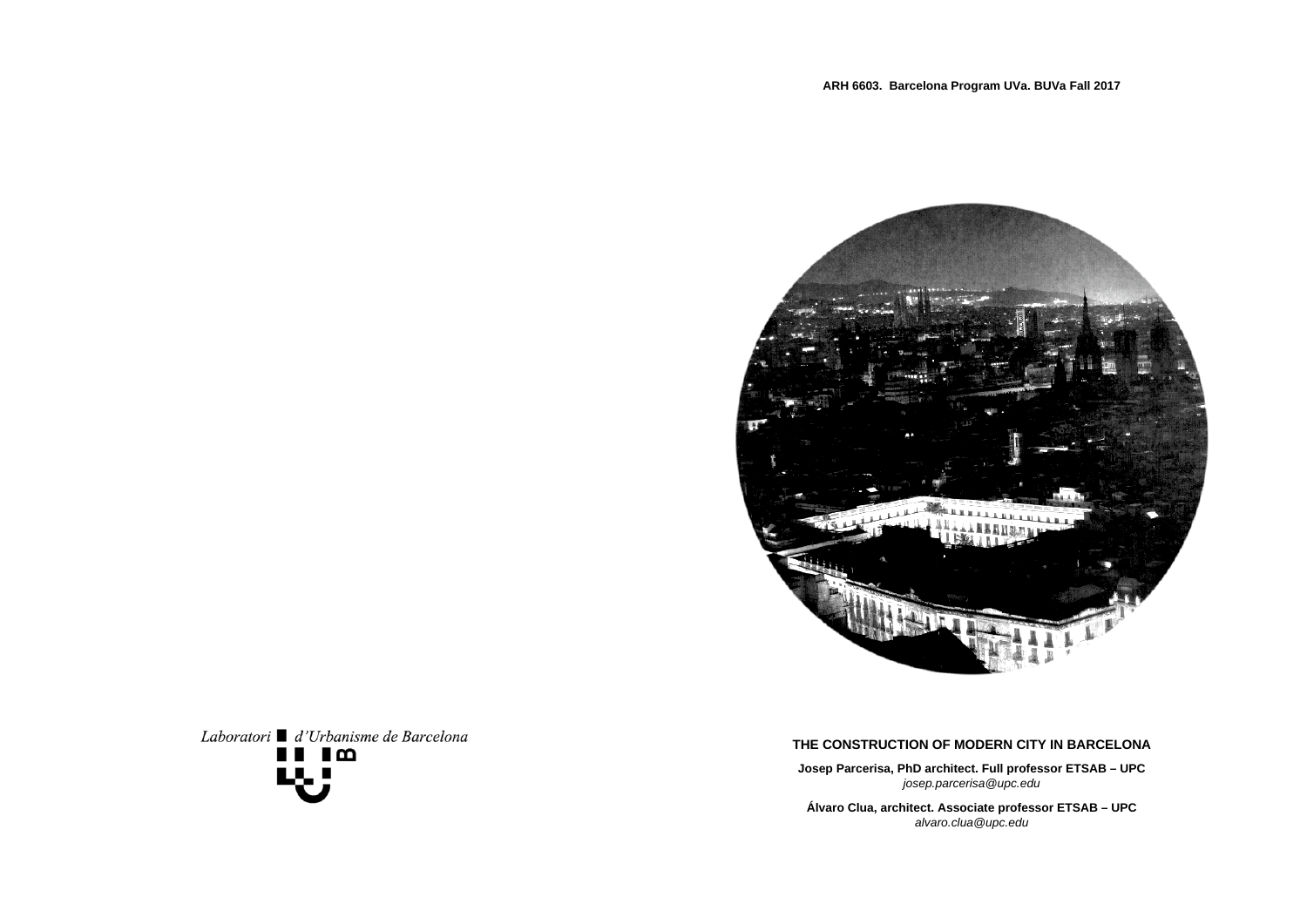**ARH 6603. Barcelona Program UVa. BUVa Fall 2017**

Laboratori d'Urbanisme de Barcelona

# THE CONSTRUCTION OF MODERN CITY IN BARCELONA

**Josep Parcerisa, PhD architect. Full professor ETSAB – UPC**
*josep.parcerisa@upc.edu*

**Álvaro Clua, architect. Associate professor ETSAB – UPC**
*alvaro.clua@upc.edu*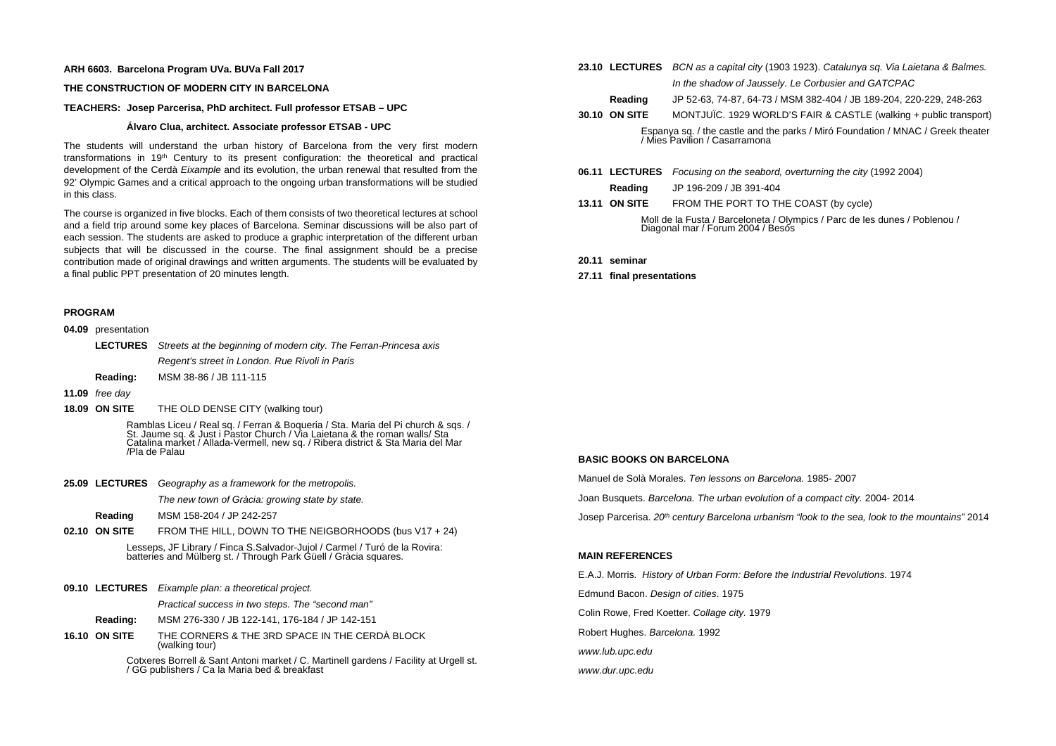**ARH 6603. Barcelona Program UVa. BUVa Fall 2017**

**THE CONSTRUCTION OF MODERN CITY IN BARCELONA**

**TEACHERS: Josep Parcerisa, PhD architect. Full professor ETSAB – UPC**

**Álvaro Clua, architect. Associate professor ETSAB - UPC**

The students will understand the urban history of Barcelona from the very first modern transformations in 19th Century to its present configuration: the theoretical and practical development of the Cerdà *Eixample* and its evolution, the urban renewal that resulted from the 92' Olympic Games and a critical approach to the ongoing urban transformations will be studied in this class.

The course is organized in five blocks. Each of them consists of two theoretical lectures at school and a field trip around some key places of Barcelona. Seminar discussions will be also part of each session. The students are asked to produce a graphic interpretation of the different urban subjects that will be discussed in the course. The final assignment should be a precise contribution made of original drawings and written arguments. The students will be evaluated by a final public PPT presentation of 20 minutes length.

**PROGRAM**

**04.09** presentation

**LECTURES** *Streets at the beginning of modern city. The Ferran-Princesa axis*

*Regent's street in London. Rue Rivoli in Paris*

**Reading:** MSM 38-86 / JB 111-115

**11.09** *free day*

**18.09 ON SITE** THE OLD DENSE CITY (walking tour)

Ramblas Liceu / Real sq. / Ferran & Boqueria / Sta. Maria del Pi church & sqs. / St. Jaume sq. & Just i Pastor Church / Via Laietana & the roman walls/ Sta Catalina market / Allada-Vermell, new sq. / Ribera district & Sta Maria del Mar /Pla de Palau

**25.09 LECTURES** *Geography as a framework for the metropolis.*

*The new town of Gràcia: growing state by state.*

**Reading** MSM 158-204 / JP 242-257

**02.10 ON SITE** FROM THE HILL, DOWN TO THE NEIGBORHOODS (bus V17 + 24)

Lesseps, JF Library / Finca S.Salvador-Jujol / Carmel / Turó de la Rovira: batteries and Mülberg st. / Through Park Güell / Gràcia squares.

**09.10 LECTURES** *Eixample plan: a theoretical project.*

*Practical success in two steps. The "second man"*

**Reading:** MSM 276-330 / JB 122-141, 176-184 / JP 142-151

**16.10 ON SITE** THE CORNERS & THE 3RD SPACE IN THE CERDÀ BLOCK (walking tour)

Cotxeres Borrell & Sant Antoni market / C. Martinell gardens / Facility at Urgell st. / GG publishers / Ca la Maria bed & breakfast

**23.10 LECTURES** *BCN as a capital city* (1903 1923). *Catalunya sq. Via Laietana & Balmes.*

*In the shadow of Jaussely. Le Corbusier and GATCPAC*

**Reading** JP 52-63, 74-87, 64-73 / MSM 382-404 / JB 189-204, 220-229, 248-263

**30.10 ON SITE** MONTJUÏC. 1929 WORLD'S FAIR & CASTLE (walking + public transport)

Espanya sq. / the castle and the parks / Miró Foundation / MNAC / Greek theater / Mies Pavilion / Casarramona

**06.11 LECTURES** *Focusing on the seabord, overturning the city* (1992 2004)

**Reading** JP 196-209 / JB 391-404

**13.11 ON SITE** FROM THE PORT TO THE COAST (by cycle)

Moll de la Fusta / Barceloneta / Olympics / Parc de les dunes / Poblenou / Diagonal mar / Forum 2004 / Besòs

**20.11 seminar**

**27.11 final presentations**

**BASIC BOOKS ON BARCELONA**

Manuel de Solà Morales. *Ten lessons on Barcelona.* 1985- 2007

Joan Busquets. *Barcelona. The urban evolution of a compact city.* 2004- 2014

Josep Parcerisa. *20th century Barcelona urbanism "look to the sea, look to the mountains"* 2014

**MAIN REFERENCES**

E.A.J. Morris. *History of Urban Form: Before the Industrial Revolutions.* 1974

Edmund Bacon. *Design of cities*. 1975

Colin Rowe, Fred Koetter. *Collage city.* 1979

Robert Hughes. *Barcelona.* 1992

*www.lub.upc.edu*

*www.dur.upc.edu*